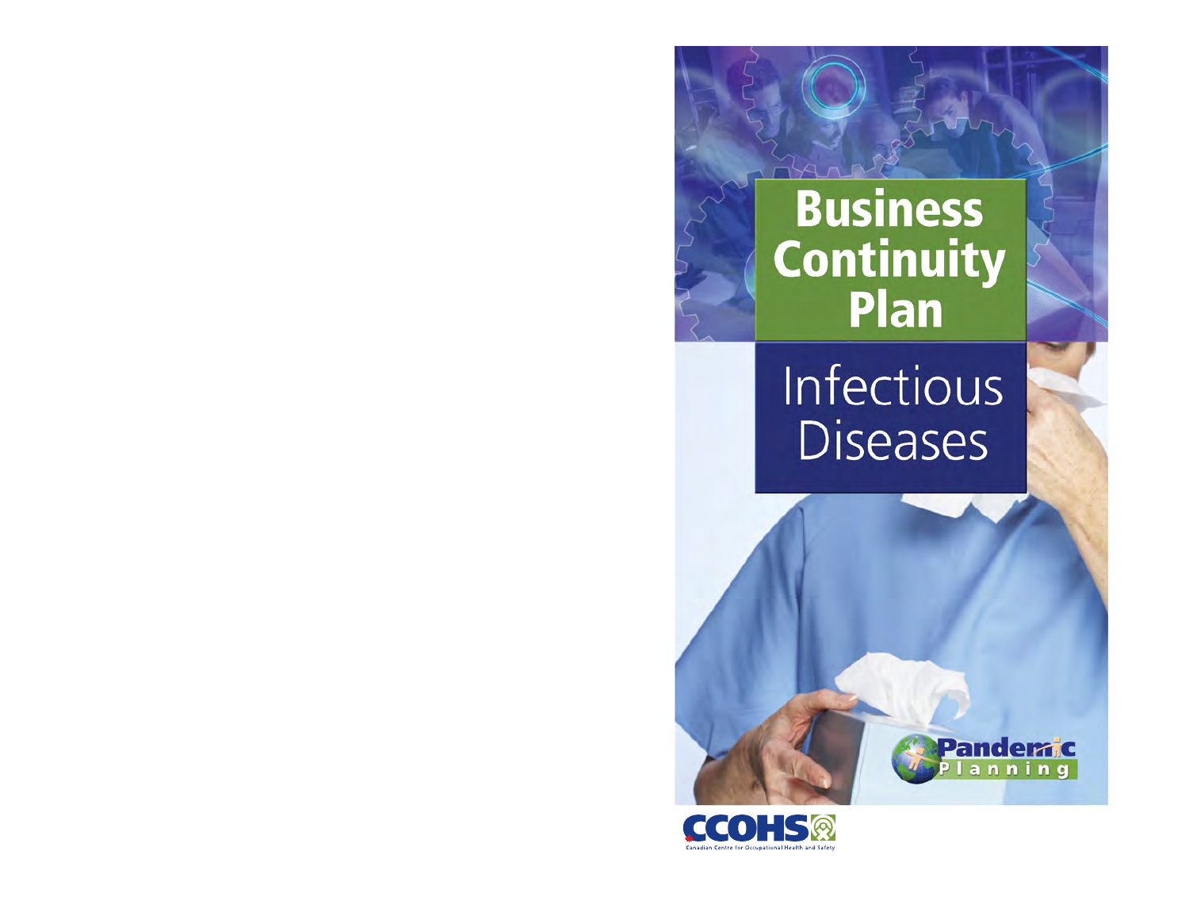# Business Continuity Plan

## Infectious Diseases

Pandemic Planning

CCOHS

Canadian Centre for Occupational Health and Safety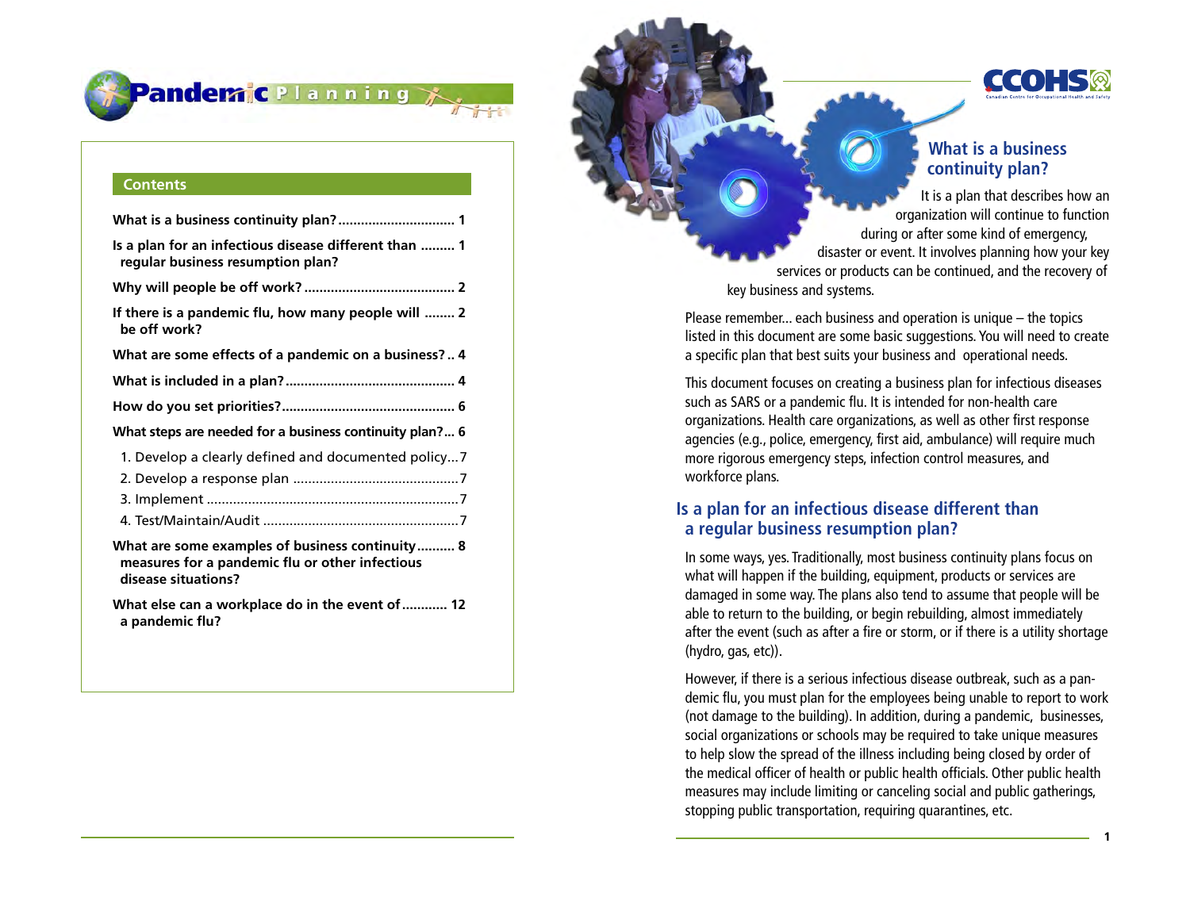# Pandemic Planning

## Contents

What is a business continuity plan? .............................. 1

Is a plan for an infectious disease different than a regular business resumption plan? ......... 1

Why will people be off work? ....................................... 2

If there is a pandemic flu, how many people will be off work? ........ 2

What are some effects of a pandemic on a business? .. 4

What is included in a plan? ............................................ 4

How do you set priorities? ............................................. 6

What steps are needed for a business continuity plan? ... 6

1. Develop a clearly defined and documented policy...7
2. Develop a response plan ...........................................7
3. Implement ..................................................................7
4. Test/Maintain/Audit ...................................................7

What are some examples of business continuity measures for a pandemic flu or other infectious disease situations? .......... 8

What else can a workplace do in the event of a pandemic flu? ........... 12

CCOHS Canadian Centre for Occupational Health and Safety

## What is a business continuity plan?

It is a plan that describes how an organization will continue to function during or after some kind of emergency, disaster or event. It involves planning how your key services or products can be continued, and the recovery of key business and systems.

Please remember... each business and operation is unique – the topics listed in this document are some basic suggestions. You will need to create a specific plan that best suits your business and operational needs.

This document focuses on creating a business plan for infectious diseases such as SARS or a pandemic flu. It is intended for non-health care organizations. Health care organizations, as well as other first response agencies (e.g., police, emergency, first aid, ambulance) will require much more rigorous emergency steps, infection control measures, and workforce plans.

## Is a plan for an infectious disease different than a regular business resumption plan?

In some ways, yes. Traditionally, most business continuity plans focus on what will happen if the building, equipment, products or services are damaged in some way. The plans also tend to assume that people will be able to return to the building, or begin rebuilding, almost immediately after the event (such as after a fire or storm, or if there is a utility shortage (hydro, gas, etc)).

However, if there is a serious infectious disease outbreak, such as a pandemic flu, you must plan for the employees being unable to report to work (not damage to the building). In addition, during a pandemic, businesses, social organizations or schools may be required to take unique measures to help slow the spread of the illness including being closed by order of the medical officer of health or public health officials. Other public health measures may include limiting or canceling social and public gatherings, stopping public transportation, requiring quarantines, etc.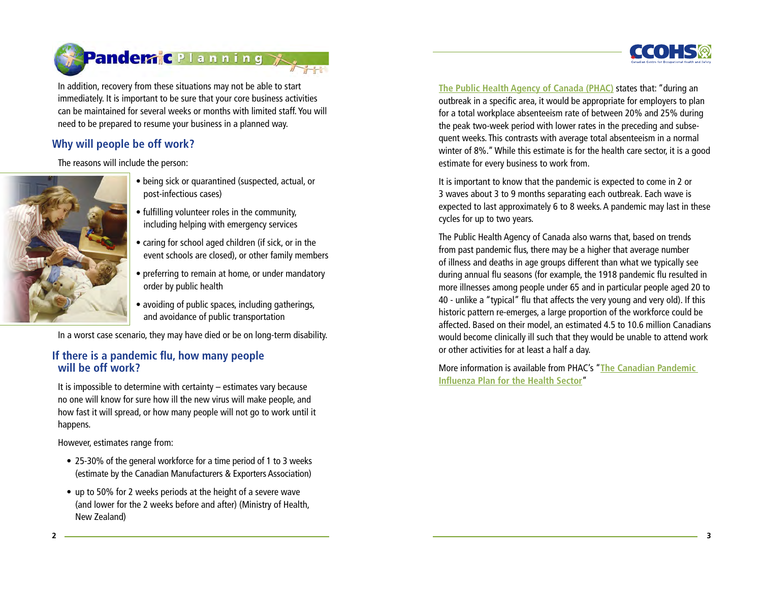In addition, recovery from these situations may not be able to start immediately. It is important to be sure that your core business activities can be maintained for several weeks or months with limited staff. You will need to be prepared to resume your business in a planned way.

## Why will people be off work?

The reasons will include the person:

- being sick or quarantined (suspected, actual, or post-infectious cases)
- fulfilling volunteer roles in the community, including helping with emergency services
- caring for school aged children (if sick, or in the event schools are closed), or other family members
- preferring to remain at home, or under mandatory order by public health
- avoiding of public spaces, including gatherings, and avoidance of public transportation

In a worst case scenario, they may have died or be on long-term disability.

## If there is a pandemic flu, how many people will be off work?

It is impossible to determine with certainty – estimates vary because no one will know for sure how ill the new virus will make people, and how fast it will spread, or how many people will not go to work until it happens.

However, estimates range from:

- 25-30% of the general workforce for a time period of 1 to 3 weeks (estimate by the Canadian Manufacturers & Exporters Association)
- up to 50% for 2 weeks periods at the height of a severe wave (and lower for the 2 weeks before and after) (Ministry of Health, New Zealand)

**The Public Health Agency of Canada (PHAC)** states that: "during an outbreak in a specific area, it would be appropriate for employers to plan for a total workplace absenteeism rate of between 20% and 25% during the peak two-week period with lower rates in the preceding and subsequent weeks. This contrasts with average total absenteeism in a normal winter of 8%." While this estimate is for the health care sector, it is a good estimate for every business to work from.

It is important to know that the pandemic is expected to come in 2 or 3 waves about 3 to 9 months separating each outbreak. Each wave is expected to last approximately 6 to 8 weeks. A pandemic may last in these cycles for up to two years.

The Public Health Agency of Canada also warns that, based on trends from past pandemic flus, there may be a higher that average number of illness and deaths in age groups different than what we typically see during annual flu seasons (for example, the 1918 pandemic flu resulted in more illnesses among people under 65 and in particular people aged 20 to 40 - unlike a "typical" flu that affects the very young and very old). If this historic pattern re-emerges, a large proportion of the workforce could be affected. Based on their model, an estimated 4.5 to 10.6 million Canadians would become clinically ill such that they would be unable to attend work or other activities for at least a half a day.

More information is available from PHAC's "**The Canadian Pandemic Influenza Plan for the Health Sector**"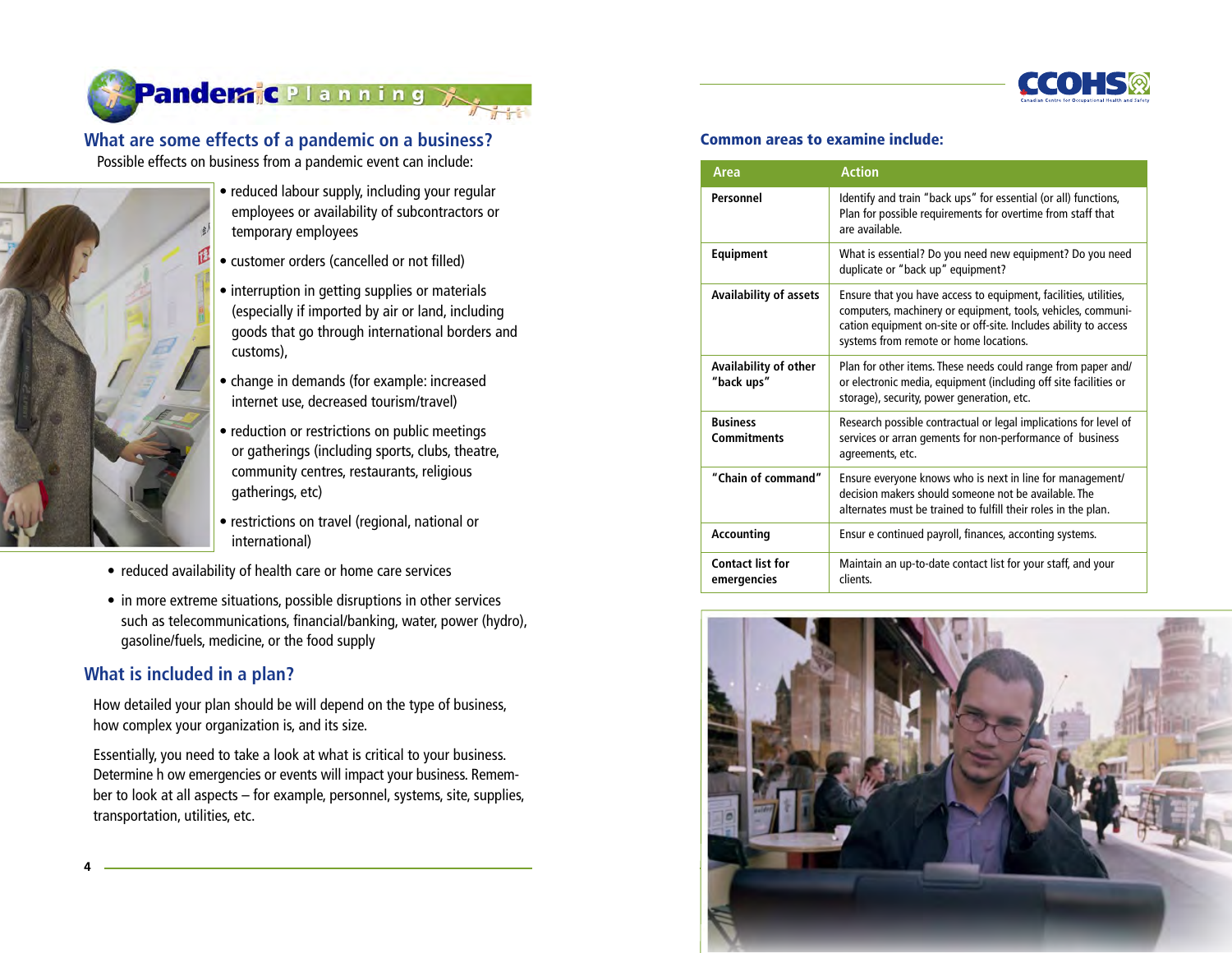## What are some effects of a pandemic on a business?

Possible effects on business from a pandemic event can include:

- reduced labour supply, including your regular employees or availability of subcontractors or temporary employees
- customer orders (cancelled or not filled)
- interruption in getting supplies or materials (especially if imported by air or land, including goods that go through international borders and customs),
- change in demands (for example: increased internet use, decreased tourism/travel)
- reduction or restrictions on public meetings or gatherings (including sports, clubs, theatre, community centres, restaurants, religious gatherings, etc)
- restrictions on travel (regional, national or international)
- reduced availability of health care or home care services
- in more extreme situations, possible disruptions in other services such as telecommunications, financial/banking, water, power (hydro), gasoline/fuels, medicine, or the food supply

## What is included in a plan?

How detailed your plan should be will depend on the type of business, how complex your organization is, and its size.

Essentially, you need to take a look at what is critical to your business. Determine h ow emergencies or events will impact your business. Remember to look at all aspects – for example, personnel, systems, site, supplies, transportation, utilities, etc.

### Common areas to examine include:

| Area | Action |
|---|---|
| **Personnel** | Identify and train "back ups" for essential (or all) functions. Plan for possible requirements for overtime from staff that are available. |
| **Equipment** | What is essential? Do you need new equipment? Do you need duplicate or "back up" equipment? |
| **Availability of assets** | Ensure that you have access to equipment, facilities, utilities, computers, machinery or equipment, tools, vehicles, communication equipment on-site or off-site. Includes ability to access systems from remote or home locations. |
| **Availability of other "back ups"** | Plan for other items. These needs could range from paper and/or electronic media, equipment (including off site facilities or storage), security, power generation, etc. |
| **Business Commitments** | Research possible contractual or legal implications for level of services or arran gements for non-performance of business agreements, etc. |
| **"Chain of command"** | Ensure everyone knows who is next in line for management/decision makers should someone not be available. The alternates must be trained to fulfill their roles in the plan. |
| **Accounting** | Ensur e continued payroll, finances, accounting systems. |
| **Contact list for emergencies** | Maintain an up-to-date contact list for your staff, and your clients. |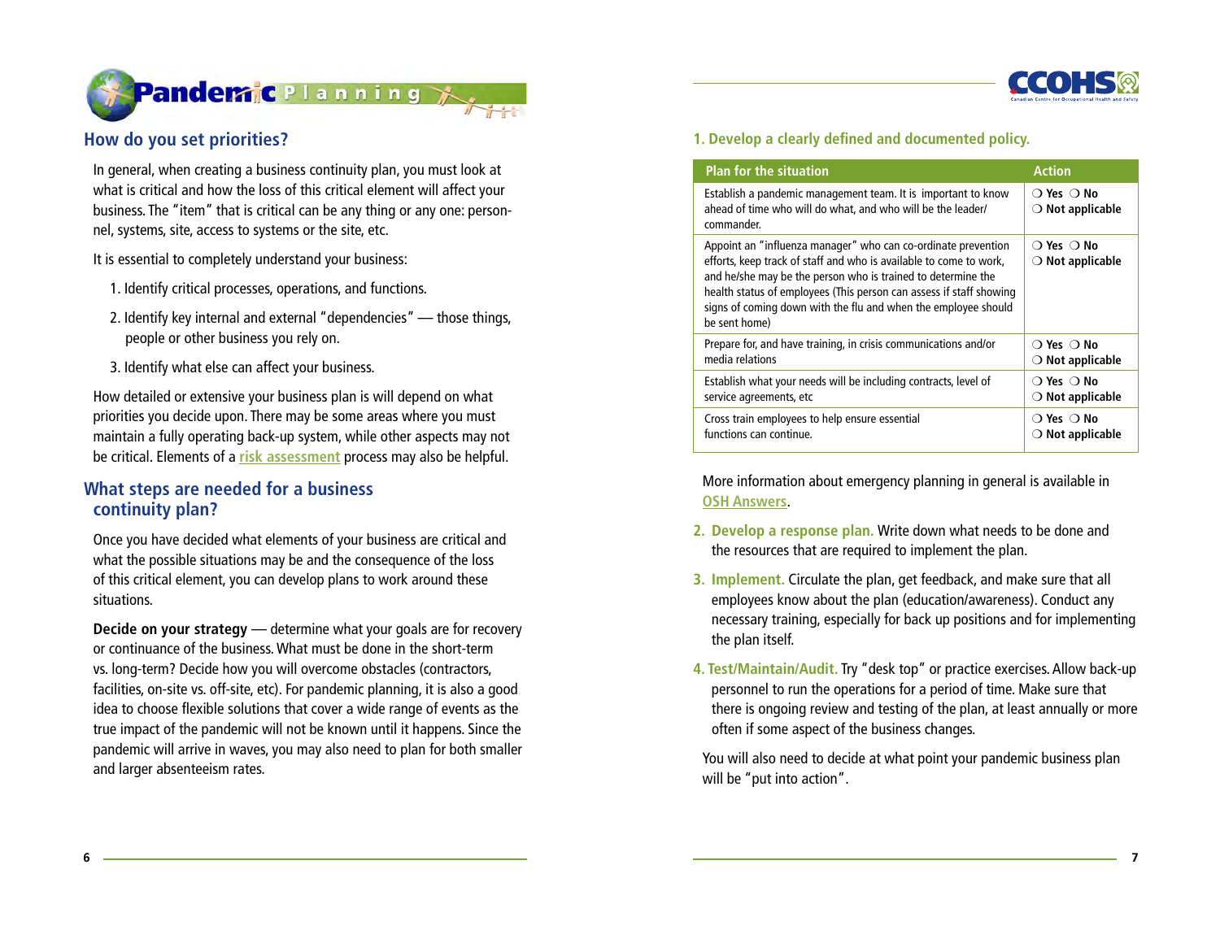## How do you set priorities?

In general, when creating a business continuity plan, you must look at what is critical and how the loss of this critical element will affect your business. The "item" that is critical can be any thing or any one: personnel, systems, site, access to systems or the site, etc.

It is essential to completely understand your business:

1. Identify critical processes, operations, and functions.
2. Identify key internal and external "dependencies" — those things, people or other business you rely on.
3. Identify what else can affect your business.

How detailed or extensive your business plan is will depend on what priorities you decide upon. There may be some areas where you must maintain a fully operating back-up system, while other aspects may not be critical. Elements of a risk assessment process may also be helpful.

## What steps are needed for a business continuity plan?

Once you have decided what elements of your business are critical and what the possible situations may be and the consequence of the loss of this critical element, you can develop plans to work around these situations.

**Decide on your strategy** — determine what your goals are for recovery or continuance of the business. What must be done in the short-term vs. long-term? Decide how you will overcome obstacles (contractors, facilities, on-site vs. off-site, etc). For pandemic planning, it is also a good idea to choose flexible solutions that cover a wide range of events as the true impact of the pandemic will not be known until it happens. Since the pandemic will arrive in waves, you may also need to plan for both smaller and larger absenteeism rates.

### 1. Develop a clearly defined and documented policy.

| Plan for the situation | Action |
| --- | --- |
| Establish a pandemic management team. It is important to know ahead of time who will do what, and who will be the leader/ commander. | ❍ Yes ❍ No ❍ Not applicable |
| Appoint an "influenza manager" who can co-ordinate prevention efforts, keep track of staff and who is available to come to work, and he/she may be the person who is trained to determine the health status of employees (This person can assess if staff showing signs of coming down with the flu and when the employee should be sent home) | ❍ Yes ❍ No ❍ Not applicable |
| Prepare for, and have training, in crisis communications and/or media relations | ❍ Yes ❍ No ❍ Not applicable |
| Establish what your needs will be including contracts, level of service agreements, etc | ❍ Yes ❍ No ❍ Not applicable |
| Cross train employees to help ensure essential functions can continue. | ❍ Yes ❍ No ❍ Not applicable |

More information about emergency planning in general is available in OSH Answers.

2. **Develop a response plan.** Write down what needs to be done and the resources that are required to implement the plan.
3. **Implement.** Circulate the plan, get feedback, and make sure that all employees know about the plan (education/awareness). Conduct any necessary training, especially for back up positions and for implementing the plan itself.
4. **Test/Maintain/Audit.** Try "desk top" or practice exercises. Allow back-up personnel to run the operations for a period of time. Make sure that there is ongoing review and testing of the plan, at least annually or more often if some aspect of the business changes.

You will also need to decide at what point your pandemic business plan will be "put into action".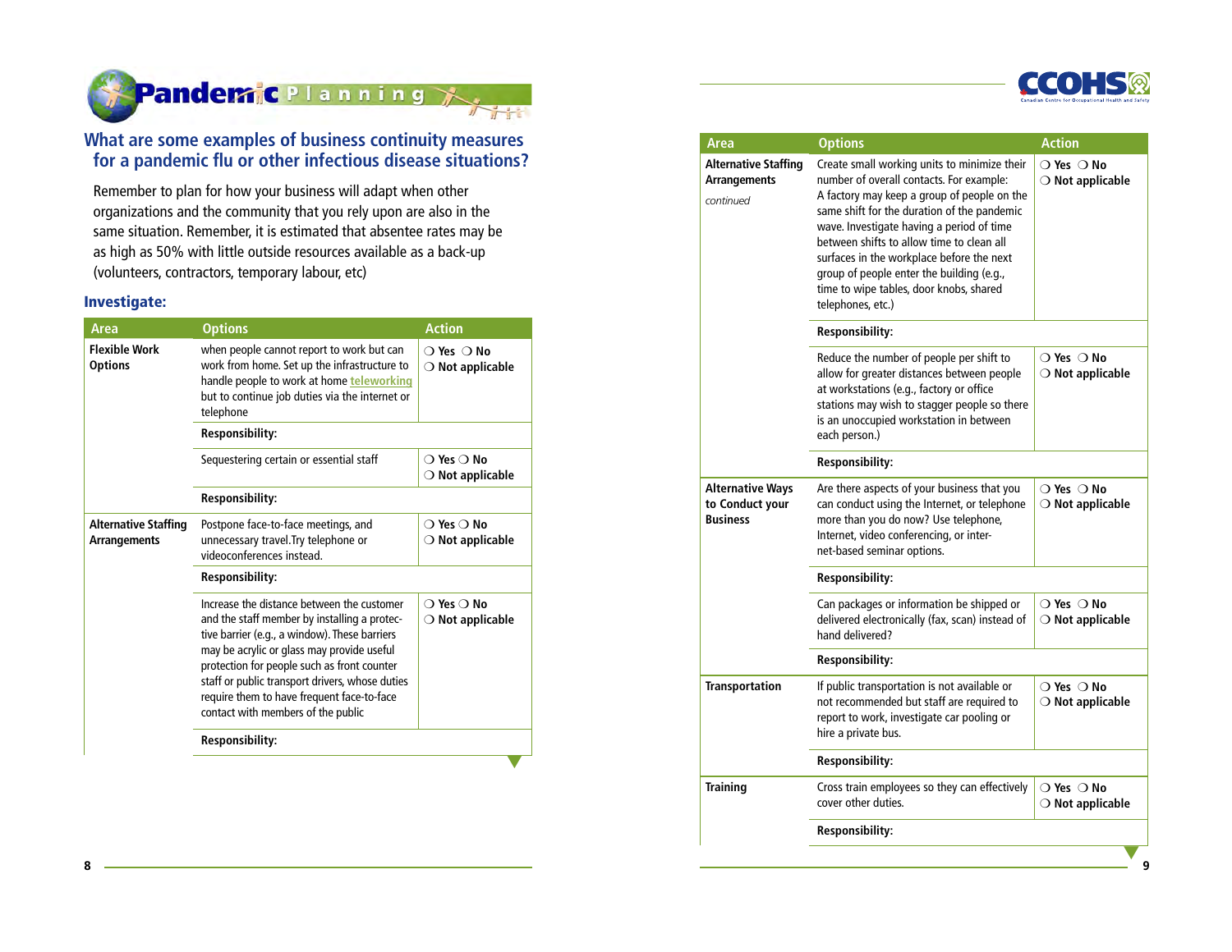## What are some examples of business continuity measures for a pandemic flu or other infectious disease situations?

Remember to plan for how your business will adapt when other organizations and the community that you rely upon are also in the same situation. Remember, it is estimated that absentee rates may be as high as 50% with little outside resources available as a back-up (volunteers, contractors, temporary labour, etc)

### Investigate:

| Area | Options | Action |
|---|---|---|
| **Flexible Work Options** | when people cannot report to work but can work from home. Set up the infrastructure to handle people to work at home teleworking but to continue job duties via the internet or telephone | ❍ Yes ❍ No ❍ Not applicable |
| | **Responsibility:** | |
| | Sequestering certain or essential staff | ❍ Yes ❍ No ❍ Not applicable |
| | **Responsibility:** | |
| **Alternative Staffing Arrangements** | Postpone face-to-face meetings, and unnecessary travel.Try telephone or videoconferences instead. | ❍ Yes ❍ No ❍ Not applicable |
| | **Responsibility:** | |
| | Increase the distance between the customer and the staff member by installing a protective barrier (e.g., a window). These barriers may be acrylic or glass may provide useful protection for people such as front counter staff or public transport drivers, whose duties require them to have frequent face-to-face contact with members of the public | ❍ Yes ❍ No ❍ Not applicable |
| | **Responsibility:** | |
| **Alternative Staffing Arrangements** *continued* | Create small working units to minimize their number of overall contacts. For example: A factory may keep a group of people on the same shift for the duration of the pandemic wave. Investigate having a period of time between shifts to allow time to clean all surfaces in the workplace before the next group of people enter the building (e.g., time to wipe tables, door knobs, shared telephones, etc.) | ❍ Yes ❍ No ❍ Not applicable |
| | **Responsibility:** | |
| | Reduce the number of people per shift to allow for greater distances between people at workstations (e.g., factory or office stations may wish to stagger people so there is an unoccupied workstation in between each person.) | ❍ Yes ❍ No ❍ Not applicable |
| | **Responsibility:** | |
| **Alternative Ways to Conduct your Business** | Are there aspects of your business that you can conduct using the Internet, or telephone more than you do now? Use telephone, Internet, video conferencing, or inter-net-based seminar options. | ❍ Yes ❍ No ❍ Not applicable |
| | **Responsibility:** | |
| | Can packages or information be shipped or delivered electronically (fax, scan) instead of hand delivered? | ❍ Yes ❍ No ❍ Not applicable |
| | **Responsibility:** | |
| **Transportation** | If public transportation is not available or not recommended but staff are required to report to work, investigate car pooling or hire a private bus. | ❍ Yes ❍ No ❍ Not applicable |
| | **Responsibility:** | |
| **Training** | Cross train employees so they can effectively cover other duties. | ❍ Yes ❍ No ❍ Not applicable |
| | **Responsibility:** | |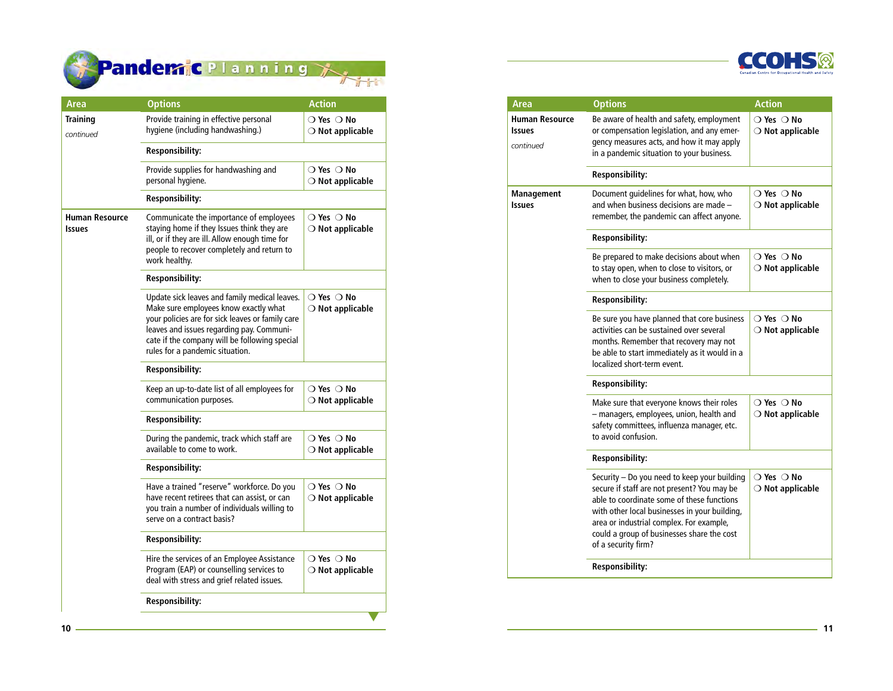| Area | Options | Action |
|---|---|---|
| **Training** *continued* | Provide training in effective personal hygiene (including handwashing.) | ❍ Yes ❍ No ❍ Not applicable |
| | **Responsibility:** | |
| | Provide supplies for handwashing and personal hygiene. | ❍ Yes ❍ No ❍ Not applicable |
| | **Responsibility:** | |
| **Human Resource Issues** | Communicate the importance of employees staying home if they Issues think they are ill, or if they are ill. Allow enough time for people to recover completely and return to work healthy. | ❍ Yes ❍ No ❍ Not applicable |
| | **Responsibility:** | |
| | Update sick leaves and family medical leaves. Make sure employees know exactly what your policies are for sick leaves or family care leaves and issues regarding pay. Communicate if the company will be following special rules for a pandemic situation. | ❍ Yes ❍ No ❍ Not applicable |
| | **Responsibility:** | |
| | Keep an up-to-date list of all employees for communication purposes. | ❍ Yes ❍ No ❍ Not applicable |
| | **Responsibility:** | |
| | During the pandemic, track which staff are available to come to work. | ❍ Yes ❍ No ❍ Not applicable |
| | **Responsibility:** | |
| | Have a trained "reserve" workforce. Do you have recent retirees that can assist, or can you train a number of individuals willing to serve on a contract basis? | ❍ Yes ❍ No ❍ Not applicable |
| | **Responsibility:** | |
| | Hire the services of an Employee Assistance Program (EAP) or counselling services to deal with stress and grief related issues. | ❍ Yes ❍ No ❍ Not applicable |
| | **Responsibility:** | |

| Area | Options | Action |
|---|---|---|
| **Human Resource Issues** *continued* | Be aware of health and safety, employment or compensation legislation, and any emergency measures acts, and how it may apply in a pandemic situation to your business. | ❍ Yes ❍ No ❍ Not applicable |
| | **Responsibility:** | |
| **Management Issues** | Document guidelines for what, how, who and when business decisions are made – remember, the pandemic can affect anyone. | ❍ Yes ❍ No ❍ Not applicable |
| | **Responsibility:** | |
| | Be prepared to make decisions about when to stay open, when to close to visitors, or when to close your business completely. | ❍ Yes ❍ No ❍ Not applicable |
| | **Responsibility:** | |
| | Be sure you have planned that core business activities can be sustained over several months. Remember that recovery may not be able to start immediately as it would in a localized short-term event. | ❍ Yes ❍ No ❍ Not applicable |
| | **Responsibility:** | |
| | Make sure that everyone knows their roles – managers, employees, union, health and safety committees, influenza manager, etc. to avoid confusion. | ❍ Yes ❍ No ❍ Not applicable |
| | **Responsibility:** | |
| | Security – Do you need to keep your building secure if staff are not present? You may be able to coordinate some of these functions with other local businesses in your building, area or industrial complex. For example, could a group of businesses share the cost of a security firm? | ❍ Yes ❍ No ❍ Not applicable |
| | **Responsibility:** | |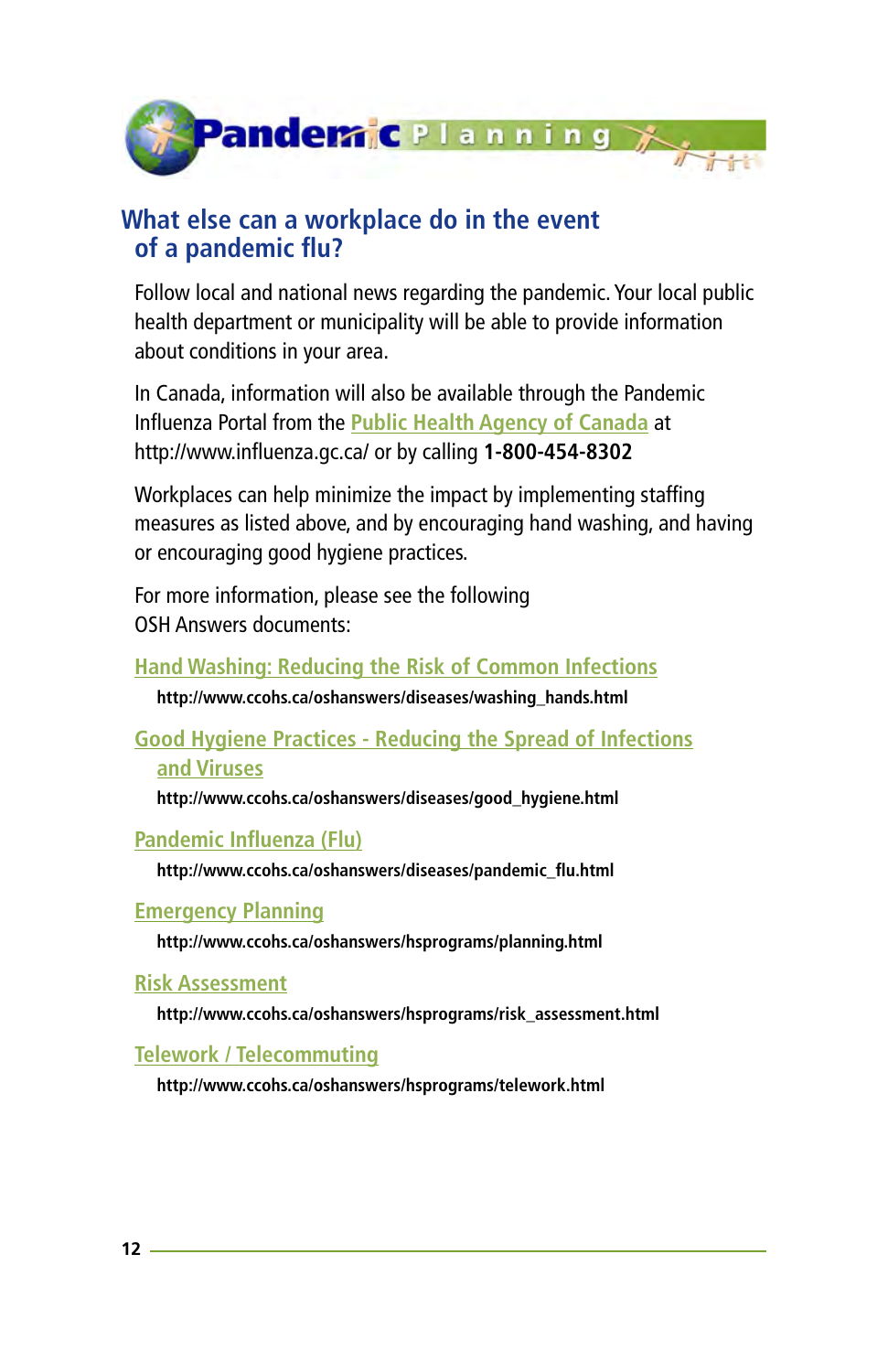## What else can a workplace do in the event of a pandemic flu?

Follow local and national news regarding the pandemic. Your local public health department or municipality will be able to provide information about conditions in your area.

In Canada, information will also be available through the Pandemic Influenza Portal from the Public Health Agency of Canada at http://www.influenza.gc.ca/ or by calling **1-800-454-8302**

Workplaces can help minimize the impact by implementing staffing measures as listed above, and by encouraging hand washing, and having or encouraging good hygiene practices.

For more information, please see the following OSH Answers documents:

Hand Washing: Reducing the Risk of Common Infections

**http://www.ccohs.ca/oshanswers/diseases/washing_hands.html**

Good Hygiene Practices - Reducing the Spread of Infections and Viruses

**http://www.ccohs.ca/oshanswers/diseases/good_hygiene.html**

Pandemic Influenza (Flu)

**http://www.ccohs.ca/oshanswers/diseases/pandemic_flu.html**

Emergency Planning

**http://www.ccohs.ca/oshanswers/hsprograms/planning.html**

Risk Assessment

**http://www.ccohs.ca/oshanswers/hsprograms/risk_assessment.html**

Telework / Telecommuting

**http://www.ccohs.ca/oshanswers/hsprograms/telework.html**